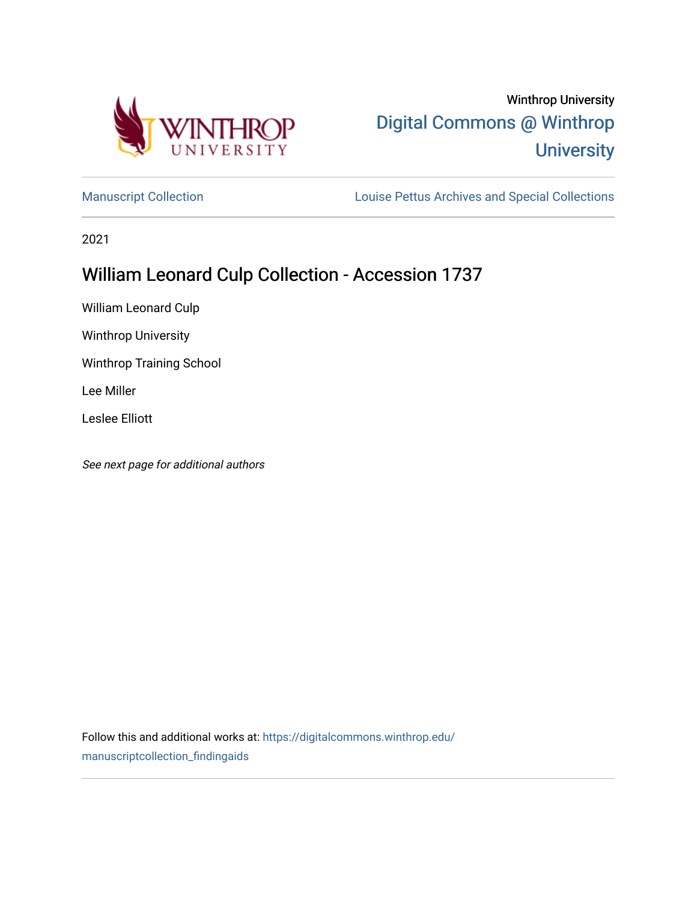Winthrop University

Digital Commons @ Winthrop University

Manuscript Collection

Louise Pettus Archives and Special Collections

2021

# William Leonard Culp Collection - Accession 1737

William Leonard Culp

Winthrop University

Winthrop Training School

Lee Miller

Leslee Elliott

*See next page for additional authors*

Follow this and additional works at: https://digitalcommons.winthrop.edu/manuscriptcollection_findingaids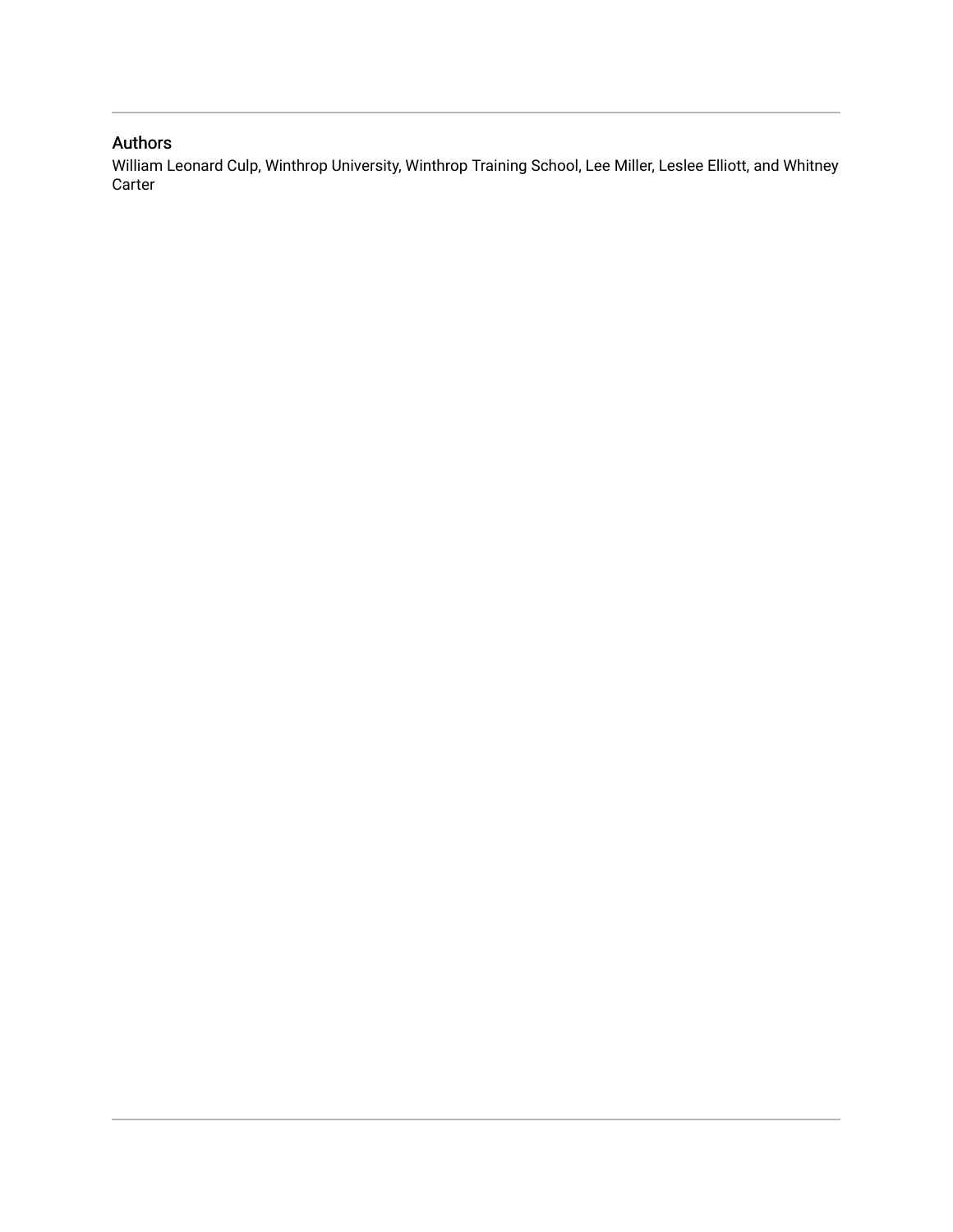## Authors

William Leonard Culp, Winthrop University, Winthrop Training School, Lee Miller, Leslee Elliott, and Whitney Carter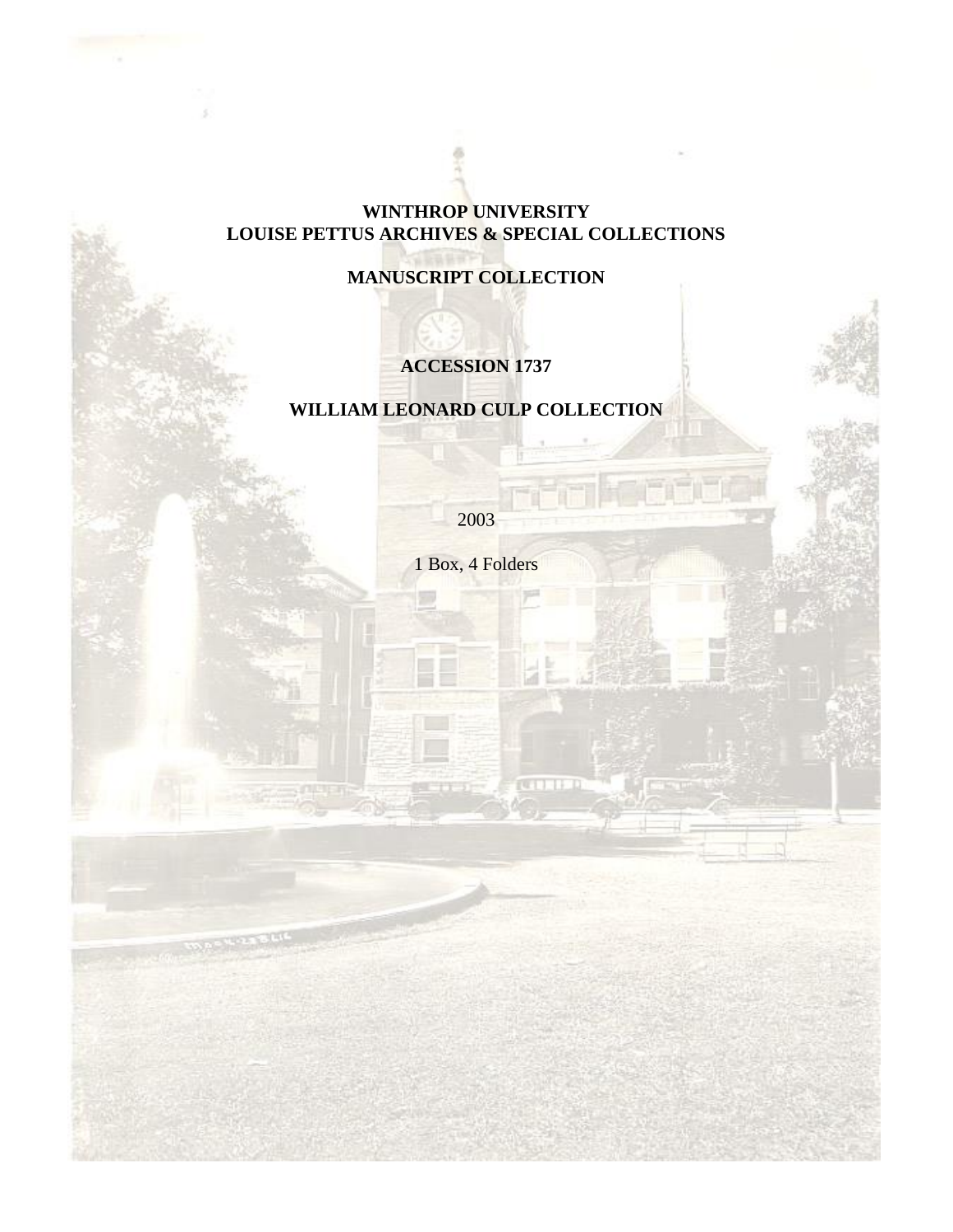**WINTHROP UNIVERSITY**
**LOUISE PETTUS ARCHIVES & SPECIAL COLLECTIONS**

**MANUSCRIPT COLLECTION**

**ACCESSION 1737**

**WILLIAM LEONARD CULP COLLECTION**

2003

1 Box, 4 Folders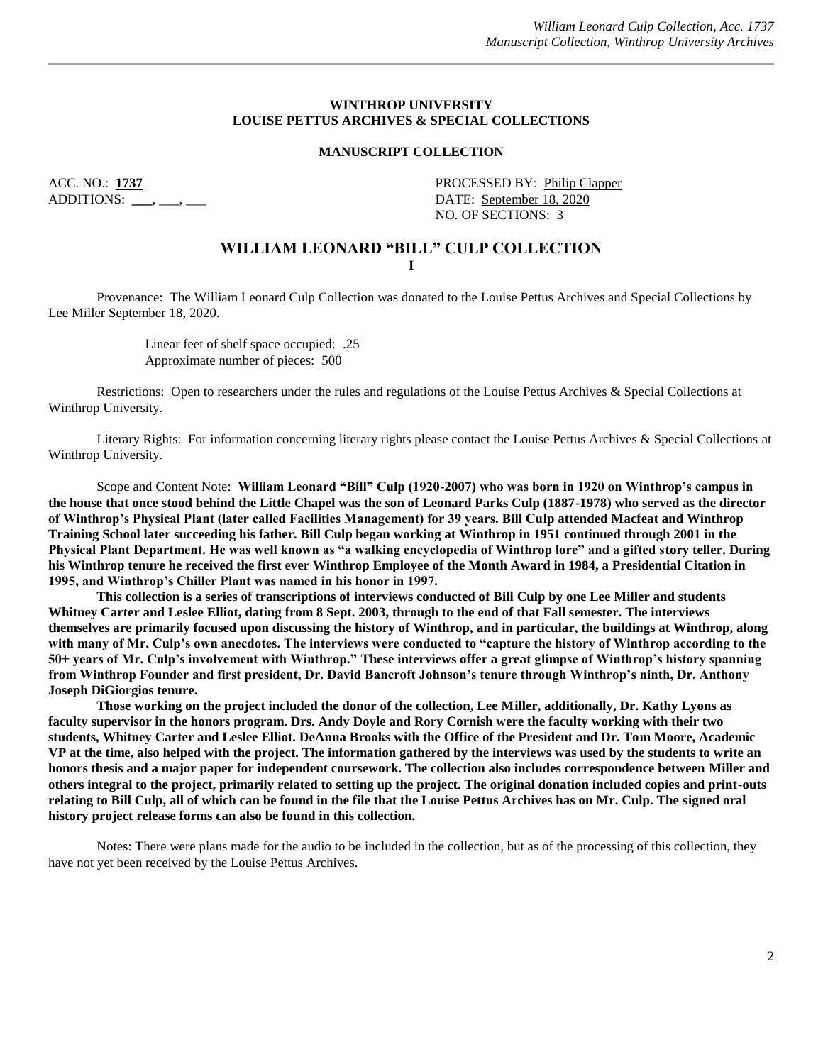**WINTHROP UNIVERSITY**
**LOUISE PETTUS ARCHIVES & SPECIAL COLLECTIONS**

**MANUSCRIPT COLLECTION**

ACC. NO.: **1737**
ADDITIONS: ___, ___, ___

PROCESSED BY: Philip Clapper
DATE: September 18, 2020
NO. OF SECTIONS: 3

# WILLIAM LEONARD "BILL" CULP COLLECTION

**I**

Provenance: The William Leonard Culp Collection was donated to the Louise Pettus Archives and Special Collections by Lee Miller September 18, 2020.

Linear feet of shelf space occupied: .25
Approximate number of pieces: 500

Restrictions: Open to researchers under the rules and regulations of the Louise Pettus Archives & Special Collections at Winthrop University.

Literary Rights: For information concerning literary rights please contact the Louise Pettus Archives & Special Collections at Winthrop University.

Scope and Content Note: **William Leonard "Bill" Culp (1920-2007) who was born in 1920 on Winthrop's campus in the house that once stood behind the Little Chapel was the son of Leonard Parks Culp (1887-1978) who served as the director of Winthrop's Physical Plant (later called Facilities Management) for 39 years. Bill Culp attended Macfeat and Winthrop Training School later succeeding his father. Bill Culp began working at Winthrop in 1951 continued through 2001 in the Physical Plant Department. He was well known as "a walking encyclopedia of Winthrop lore" and a gifted story teller. During his Winthrop tenure he received the first ever Winthrop Employee of the Month Award in 1984, a Presidential Citation in 1995, and Winthrop's Chiller Plant was named in his honor in 1997.**

**This collection is a series of transcriptions of interviews conducted of Bill Culp by one Lee Miller and students Whitney Carter and Leslee Elliot, dating from 8 Sept. 2003, through to the end of that Fall semester. The interviews themselves are primarily focused upon discussing the history of Winthrop, and in particular, the buildings at Winthrop, along with many of Mr. Culp's own anecdotes. The interviews were conducted to "capture the history of Winthrop according to the 50+ years of Mr. Culp's involvement with Winthrop." These interviews offer a great glimpse of Winthrop's history spanning from Winthrop Founder and first president, Dr. David Bancroft Johnson's tenure through Winthrop's ninth, Dr. Anthony Joseph DiGiorgios tenure.**

**Those working on the project included the donor of the collection, Lee Miller, additionally, Dr. Kathy Lyons as faculty supervisor in the honors program. Drs. Andy Doyle and Rory Cornish were the faculty working with their two students, Whitney Carter and Leslee Elliot. DeAnna Brooks with the Office of the President and Dr. Tom Moore, Academic VP at the time, also helped with the project. The information gathered by the interviews was used by the students to write an honors thesis and a major paper for independent coursework. The collection also includes correspondence between Miller and others integral to the project, primarily related to setting up the project. The original donation included copies and print-outs relating to Bill Culp, all of which can be found in the file that the Louise Pettus Archives has on Mr. Culp. The signed oral history project release forms can also be found in this collection.**

Notes: There were plans made for the audio to be included in the collection, but as of the processing of this collection, they have not yet been received by the Louise Pettus Archives.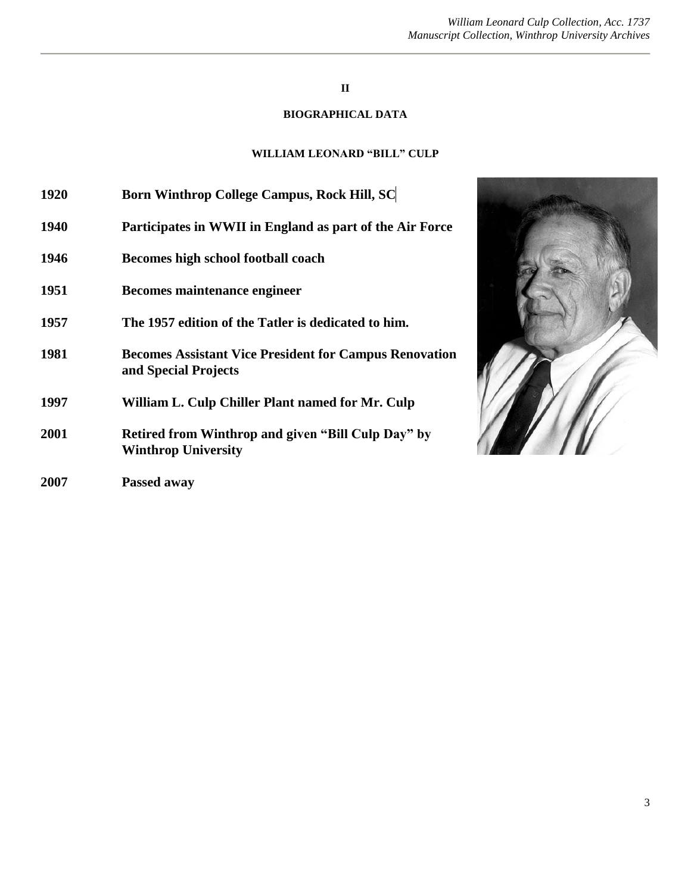## II

## BIOGRAPHICAL DATA

### WILLIAM LEONARD "BILL" CULP

| | |
|---|---|
| **1920** | **Born Winthrop College Campus, Rock Hill, SC** |
| **1940** | **Participates in WWII in England as part of the Air Force** |
| **1946** | **Becomes high school football coach** |
| **1951** | **Becomes maintenance engineer** |
| **1957** | **The 1957 edition of the Tatler is dedicated to him.** |
| **1981** | **Becomes Assistant Vice President for Campus Renovation and Special Projects** |
| **1997** | **William L. Culp Chiller Plant named for Mr. Culp** |
| **2001** | **Retired from Winthrop and given "Bill Culp Day" by Winthrop University** |
| **2007** | **Passed away** |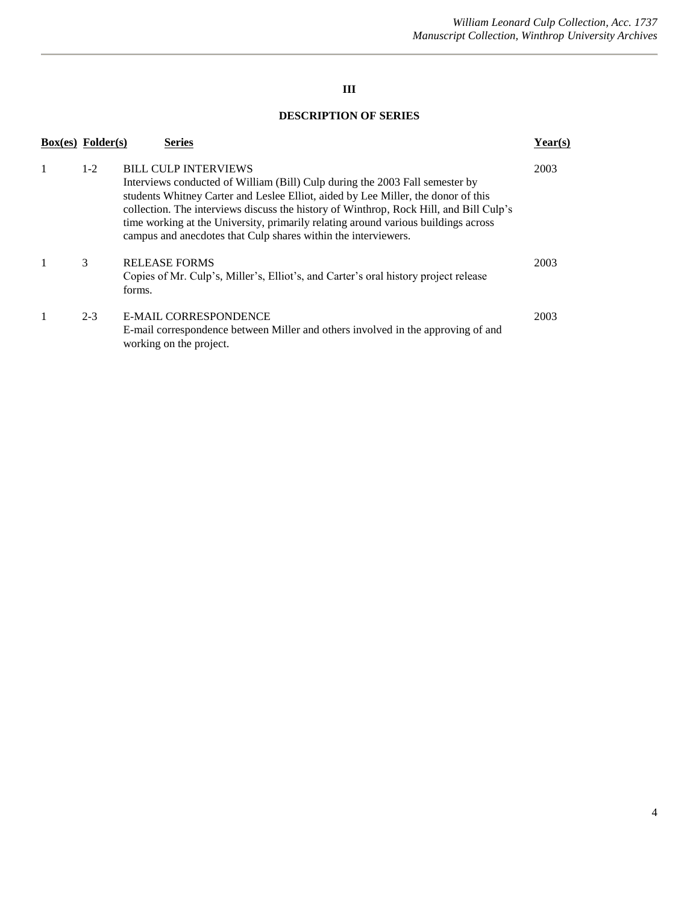## III

## DESCRIPTION OF SERIES

| Box(es) | Folder(s) | Series | Year(s) |
|---|---|---|---|
| 1 | 1-2 | BILL CULP INTERVIEWS<br>Interviews conducted of William (Bill) Culp during the 2003 Fall semester by students Whitney Carter and Leslee Elliot, aided by Lee Miller, the donor of this collection. The interviews discuss the history of Winthrop, Rock Hill, and Bill Culp's time working at the University, primarily relating around various buildings across campus and anecdotes that Culp shares within the interviewers. | 2003 |
| 1 | 3 | RELEASE FORMS<br>Copies of Mr. Culp's, Miller's, Elliot's, and Carter's oral history project release forms. | 2003 |
| 1 | 2-3 | E-MAIL CORRESPONDENCE<br>E-mail correspondence between Miller and others involved in the approving of and working on the project. | 2003 |